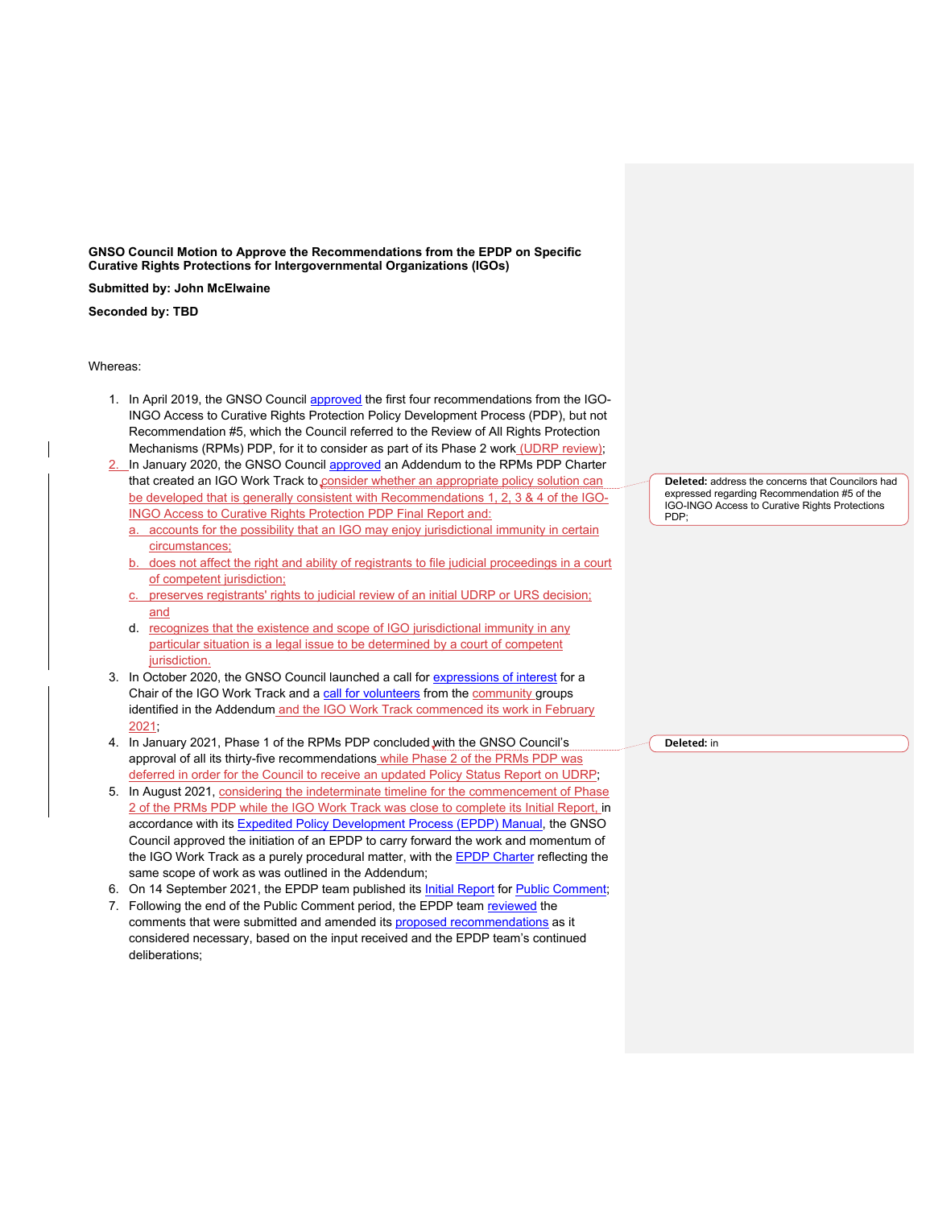**GNSO Council Motion to Approve the Recommendations from the EPDP on Specific Curative Rights Protections for Intergovernmental Organizations (IGOs)**

**Submitted by: John McElwaine**

**Seconded by: TBD**

Whereas:

1. In April 2019, the GNSO Council approved the first four recommendations from the IGO-INGO Access to Curative Rights Protection Policy Development Process (PDP), but not Recommendation #5, which the Council referred to the Review of All Rights Protection Mechanisms (RPMs) PDP, for it to consider as part of its Phase 2 work (UDRP review);
2. In January 2020, the GNSO Council approved an Addendum to the RPMs PDP Charter that created an IGO Work Track to consider whether an appropriate policy solution can be developed that is generally consistent with Recommendations 1, 2, 3 & 4 of the IGO-INGO Access to Curative Rights Protection PDP Final Report and:
   a. accounts for the possibility that an IGO may enjoy jurisdictional immunity in certain circumstances;
   b. does not affect the right and ability of registrants to file judicial proceedings in a court of competent jurisdiction;
   c. preserves registrants' rights to judicial review of an initial UDRP or URS decision; and
   d. recognizes that the existence and scope of IGO jurisdictional immunity in any particular situation is a legal issue to be determined by a court of competent jurisdiction.
3. In October 2020, the GNSO Council launched a call for expressions of interest for a Chair of the IGO Work Track and a call for volunteers from the community groups identified in the Addendum and the IGO Work Track commenced its work in February 2021;
4. In January 2021, Phase 1 of the RPMs PDP concluded with the GNSO Council's approval of all its thirty-five recommendations while Phase 2 of the PRMs PDP was deferred in order for the Council to receive an updated Policy Status Report on UDRP;
5. In August 2021, considering the indeterminate timeline for the commencement of Phase 2 of the PRMs PDP while the IGO Work Track was close to complete its Initial Report, in accordance with its Expedited Policy Development Process (EPDP) Manual, the GNSO Council approved the initiation of an EPDP to carry forward the work and momentum of the IGO Work Track as a purely procedural matter, with the EPDP Charter reflecting the same scope of work as was outlined in the Addendum;
6. On 14 September 2021, the EPDP team published its Initial Report for Public Comment;
7. Following the end of the Public Comment period, the EPDP team reviewed the comments that were submitted and amended its proposed recommendations as it considered necessary, based on the input received and the EPDP team's continued deliberations;

**Deleted:** address the concerns that Councilors had expressed regarding Recommendation #5 of the IGO-INGO Access to Curative Rights Protections PDP;

**Deleted:** in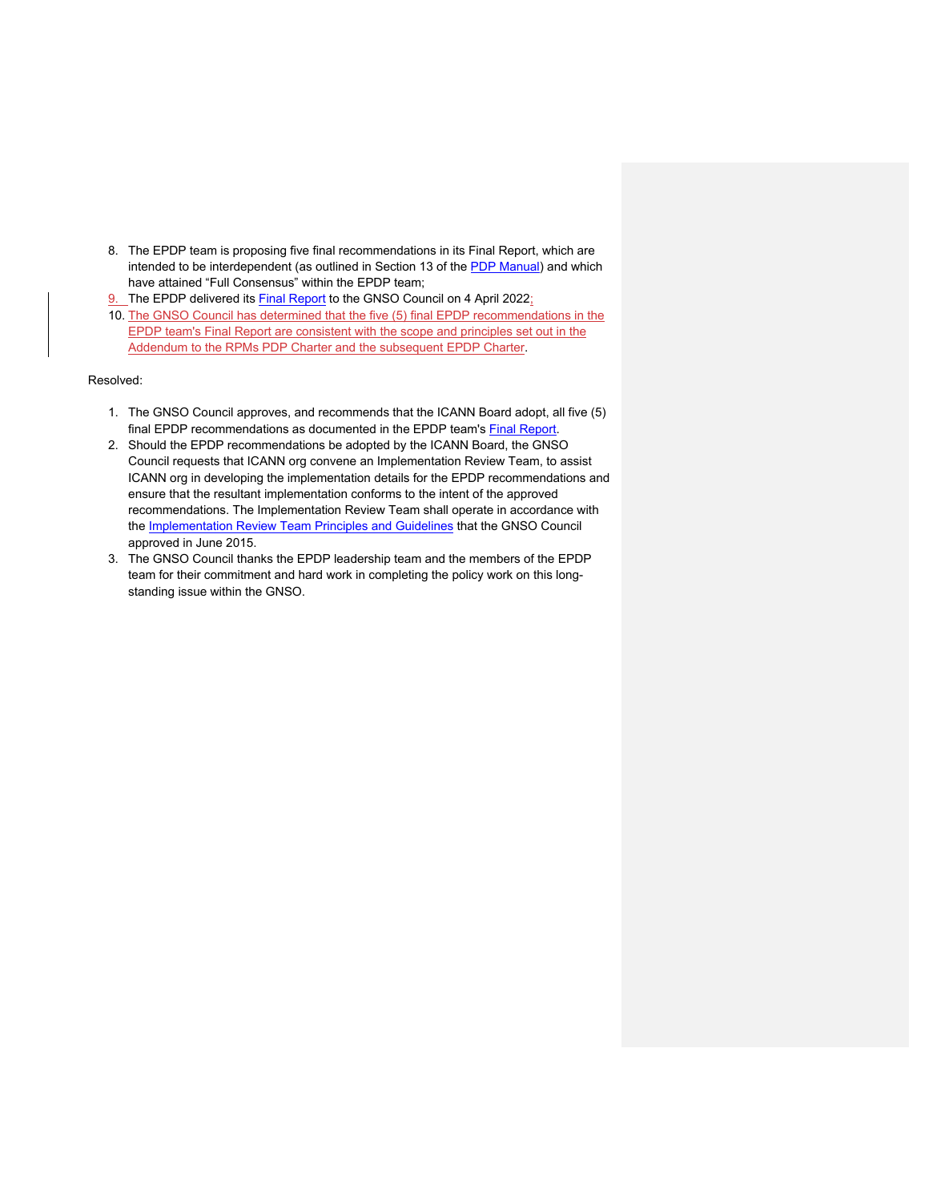8. The EPDP team is proposing five final recommendations in its Final Report, which are intended to be interdependent (as outlined in Section 13 of the PDP Manual) and which have attained "Full Consensus" within the EPDP team;
9. The EPDP delivered its Final Report to the GNSO Council on 4 April 2022;
10. The GNSO Council has determined that the five (5) final EPDP recommendations in the EPDP team's Final Report are consistent with the scope and principles set out in the Addendum to the RPMs PDP Charter and the subsequent EPDP Charter.

Resolved:

1. The GNSO Council approves, and recommends that the ICANN Board adopt, all five (5) final EPDP recommendations as documented in the EPDP team's Final Report.
2. Should the EPDP recommendations be adopted by the ICANN Board, the GNSO Council requests that ICANN org convene an Implementation Review Team, to assist ICANN org in developing the implementation details for the EPDP recommendations and ensure that the resultant implementation conforms to the intent of the approved recommendations. The Implementation Review Team shall operate in accordance with the Implementation Review Team Principles and Guidelines that the GNSO Council approved in June 2015.
3. The GNSO Council thanks the EPDP leadership team and the members of the EPDP team for their commitment and hard work in completing the policy work on this long-standing issue within the GNSO.